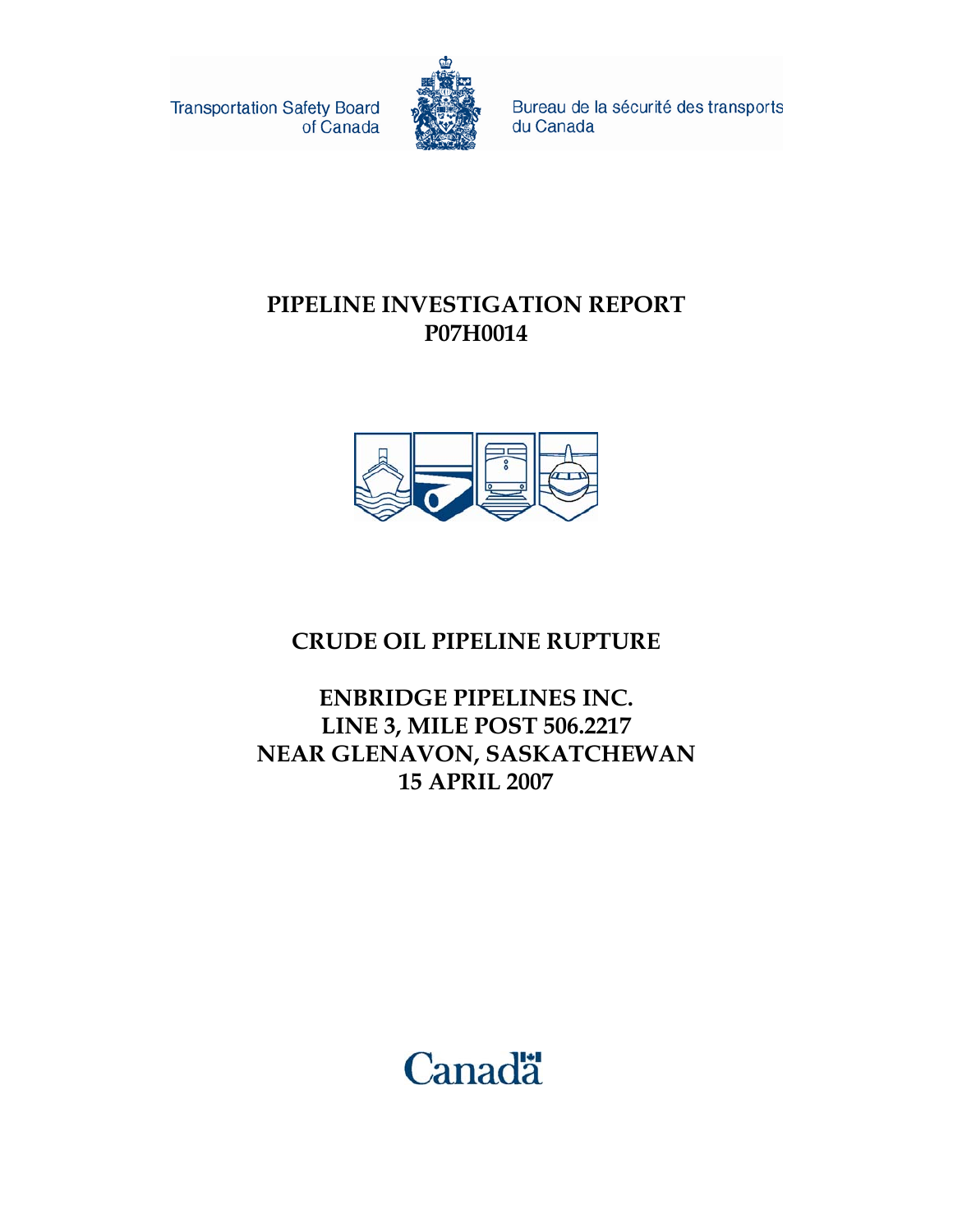Transportation Safety Board of Canada

Bureau de la sécurité des transports du Canada

# PIPELINE INVESTIGATION REPORT
# P07H0014

## CRUDE OIL PIPELINE RUPTURE

## ENBRIDGE PIPELINES INC.
## LINE 3, MILE POST 506.2217
## NEAR GLENAVON, SASKATCHEWAN
## 15 APRIL 2007

Canada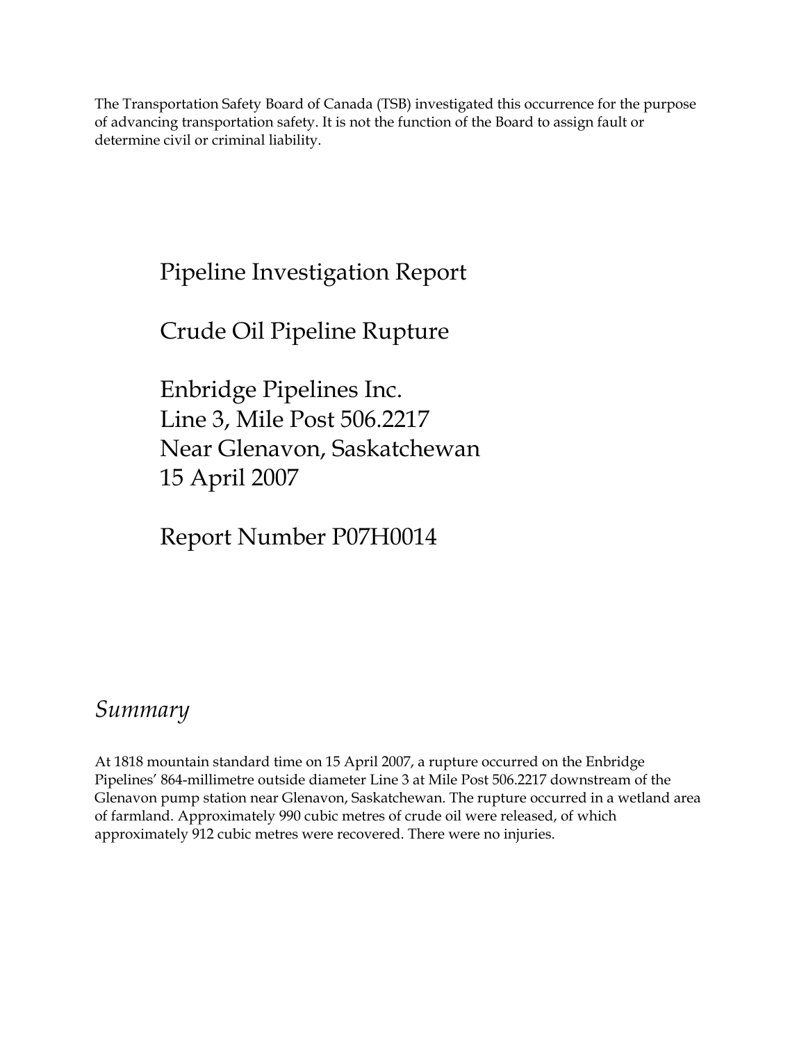The Transportation Safety Board of Canada (TSB) investigated this occurrence for the purpose of advancing transportation safety. It is not the function of the Board to assign fault or determine civil or criminal liability.

# Pipeline Investigation Report

# Crude Oil Pipeline Rupture

# Enbridge Pipelines Inc.
# Line 3, Mile Post 506.2217
# Near Glenavon, Saskatchewan
# 15 April 2007

# Report Number P07H0014

## *Summary*

At 1818 mountain standard time on 15 April 2007, a rupture occurred on the Enbridge Pipelines' 864-millimetre outside diameter Line 3 at Mile Post 506.2217 downstream of the Glenavon pump station near Glenavon, Saskatchewan. The rupture occurred in a wetland area of farmland. Approximately 990 cubic metres of crude oil were released, of which approximately 912 cubic metres were recovered. There were no injuries.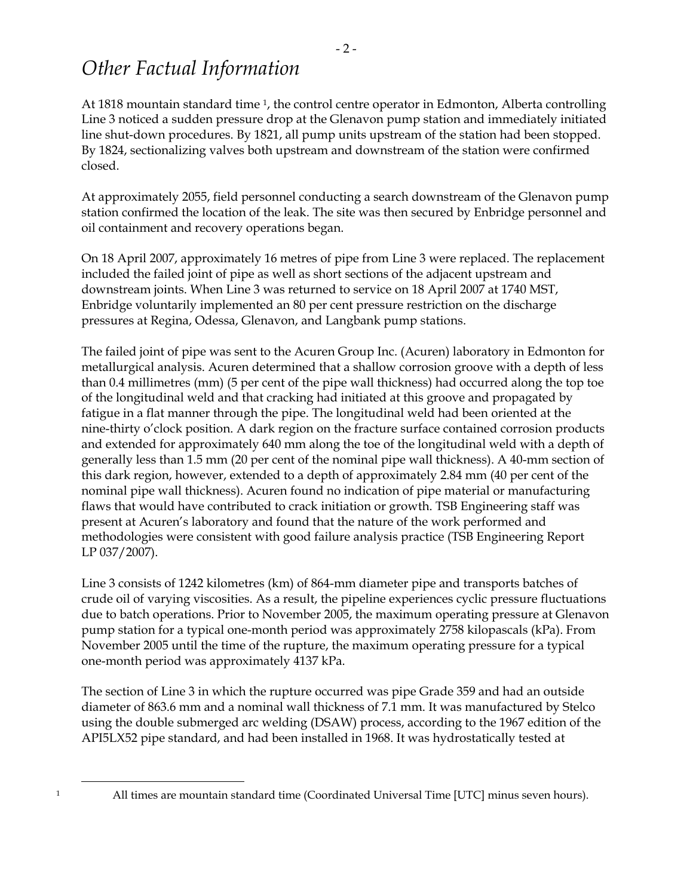# *Other Factual Information*

At 1818 mountain standard time [1], the control centre operator in Edmonton, Alberta controlling Line 3 noticed a sudden pressure drop at the Glenavon pump station and immediately initiated line shut-down procedures. By 1821, all pump units upstream of the station had been stopped. By 1824, sectionalizing valves both upstream and downstream of the station were confirmed closed.

At approximately 2055, field personnel conducting a search downstream of the Glenavon pump station confirmed the location of the leak. The site was then secured by Enbridge personnel and oil containment and recovery operations began.

On 18 April 2007, approximately 16 metres of pipe from Line 3 were replaced. The replacement included the failed joint of pipe as well as short sections of the adjacent upstream and downstream joints. When Line 3 was returned to service on 18 April 2007 at 1740 MST, Enbridge voluntarily implemented an 80 per cent pressure restriction on the discharge pressures at Regina, Odessa, Glenavon, and Langbank pump stations.

The failed joint of pipe was sent to the Acuren Group Inc. (Acuren) laboratory in Edmonton for metallurgical analysis. Acuren determined that a shallow corrosion groove with a depth of less than 0.4 millimetres (mm) (5 per cent of the pipe wall thickness) had occurred along the top toe of the longitudinal weld and that cracking had initiated at this groove and propagated by fatigue in a flat manner through the pipe. The longitudinal weld had been oriented at the nine-thirty o'clock position. A dark region on the fracture surface contained corrosion products and extended for approximately 640 mm along the toe of the longitudinal weld with a depth of generally less than 1.5 mm (20 per cent of the nominal pipe wall thickness). A 40-mm section of this dark region, however, extended to a depth of approximately 2.84 mm (40 per cent of the nominal pipe wall thickness). Acuren found no indication of pipe material or manufacturing flaws that would have contributed to crack initiation or growth. TSB Engineering staff was present at Acuren's laboratory and found that the nature of the work performed and methodologies were consistent with good failure analysis practice (TSB Engineering Report LP 037/2007).

Line 3 consists of 1242 kilometres (km) of 864-mm diameter pipe and transports batches of crude oil of varying viscosities. As a result, the pipeline experiences cyclic pressure fluctuations due to batch operations. Prior to November 2005, the maximum operating pressure at Glenavon pump station for a typical one-month period was approximately 2758 kilopascals (kPa). From November 2005 until the time of the rupture, the maximum operating pressure for a typical one-month period was approximately 4137 kPa.

The section of Line 3 in which the rupture occurred was pipe Grade 359 and had an outside diameter of 863.6 mm and a nominal wall thickness of 7.1 mm. It was manufactured by Stelco using the double submerged arc welding (DSAW) process, according to the 1967 edition of the API5LX52 pipe standard, and had been installed in 1968. It was hydrostatically tested at

[1] All times are mountain standard time (Coordinated Universal Time [UTC] minus seven hours).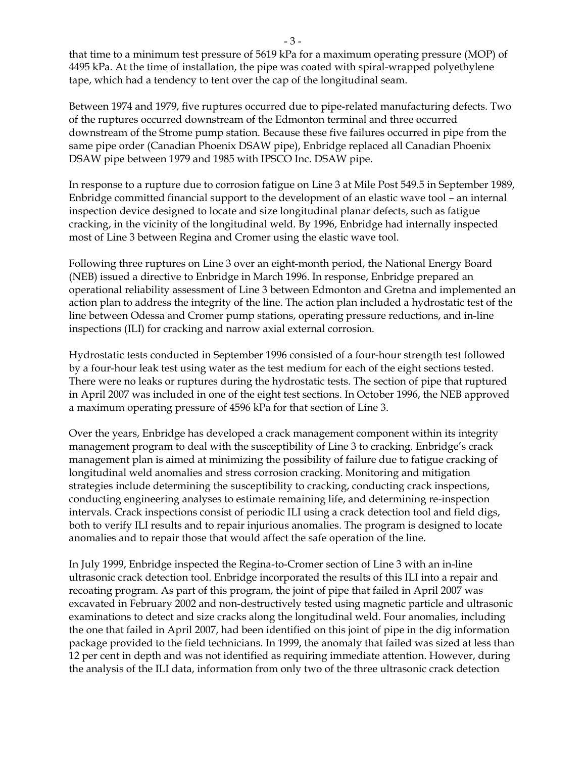that time to a minimum test pressure of 5619 kPa for a maximum operating pressure (MOP) of 4495 kPa. At the time of installation, the pipe was coated with spiral-wrapped polyethylene tape, which had a tendency to tent over the cap of the longitudinal seam.

Between 1974 and 1979, five ruptures occurred due to pipe-related manufacturing defects. Two of the ruptures occurred downstream of the Edmonton terminal and three occurred downstream of the Strome pump station. Because these five failures occurred in pipe from the same pipe order (Canadian Phoenix DSAW pipe), Enbridge replaced all Canadian Phoenix DSAW pipe between 1979 and 1985 with IPSCO Inc. DSAW pipe.

In response to a rupture due to corrosion fatigue on Line 3 at Mile Post 549.5 in September 1989, Enbridge committed financial support to the development of an elastic wave tool – an internal inspection device designed to locate and size longitudinal planar defects, such as fatigue cracking, in the vicinity of the longitudinal weld. By 1996, Enbridge had internally inspected most of Line 3 between Regina and Cromer using the elastic wave tool.

Following three ruptures on Line 3 over an eight-month period, the National Energy Board (NEB) issued a directive to Enbridge in March 1996. In response, Enbridge prepared an operational reliability assessment of Line 3 between Edmonton and Gretna and implemented an action plan to address the integrity of the line. The action plan included a hydrostatic test of the line between Odessa and Cromer pump stations, operating pressure reductions, and in-line inspections (ILI) for cracking and narrow axial external corrosion.

Hydrostatic tests conducted in September 1996 consisted of a four-hour strength test followed by a four-hour leak test using water as the test medium for each of the eight sections tested. There were no leaks or ruptures during the hydrostatic tests. The section of pipe that ruptured in April 2007 was included in one of the eight test sections. In October 1996, the NEB approved a maximum operating pressure of 4596 kPa for that section of Line 3.

Over the years, Enbridge has developed a crack management component within its integrity management program to deal with the susceptibility of Line 3 to cracking. Enbridge's crack management plan is aimed at minimizing the possibility of failure due to fatigue cracking of longitudinal weld anomalies and stress corrosion cracking. Monitoring and mitigation strategies include determining the susceptibility to cracking, conducting crack inspections, conducting engineering analyses to estimate remaining life, and determining re-inspection intervals. Crack inspections consist of periodic ILI using a crack detection tool and field digs, both to verify ILI results and to repair injurious anomalies. The program is designed to locate anomalies and to repair those that would affect the safe operation of the line.

In July 1999, Enbridge inspected the Regina-to-Cromer section of Line 3 with an in-line ultrasonic crack detection tool. Enbridge incorporated the results of this ILI into a repair and recoating program. As part of this program, the joint of pipe that failed in April 2007 was excavated in February 2002 and non-destructively tested using magnetic particle and ultrasonic examinations to detect and size cracks along the longitudinal weld. Four anomalies, including the one that failed in April 2007, had been identified on this joint of pipe in the dig information package provided to the field technicians. In 1999, the anomaly that failed was sized at less than 12 per cent in depth and was not identified as requiring immediate attention. However, during the analysis of the ILI data, information from only two of the three ultrasonic crack detection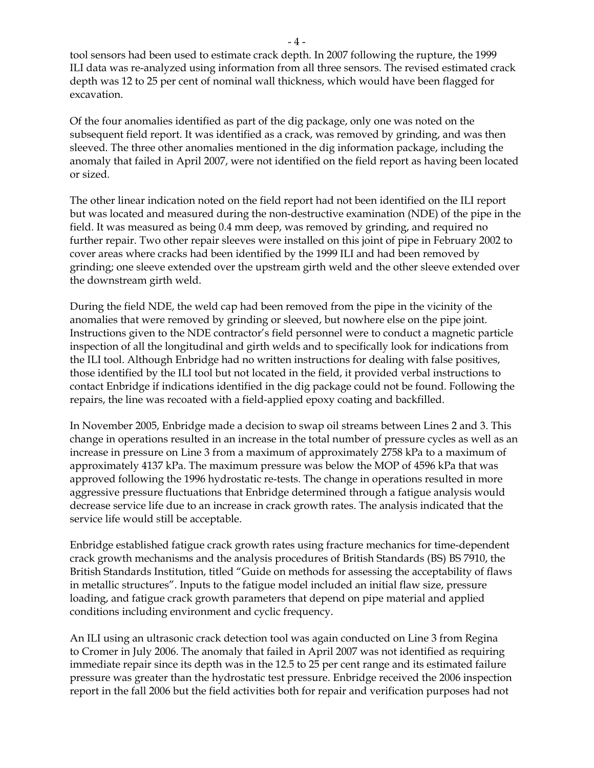tool sensors had been used to estimate crack depth. In 2007 following the rupture, the 1999 ILI data was re-analyzed using information from all three sensors. The revised estimated crack depth was 12 to 25 per cent of nominal wall thickness, which would have been flagged for excavation.

Of the four anomalies identified as part of the dig package, only one was noted on the subsequent field report. It was identified as a crack, was removed by grinding, and was then sleeved. The three other anomalies mentioned in the dig information package, including the anomaly that failed in April 2007, were not identified on the field report as having been located or sized.

The other linear indication noted on the field report had not been identified on the ILI report but was located and measured during the non-destructive examination (NDE) of the pipe in the field. It was measured as being 0.4 mm deep, was removed by grinding, and required no further repair. Two other repair sleeves were installed on this joint of pipe in February 2002 to cover areas where cracks had been identified by the 1999 ILI and had been removed by grinding; one sleeve extended over the upstream girth weld and the other sleeve extended over the downstream girth weld.

During the field NDE, the weld cap had been removed from the pipe in the vicinity of the anomalies that were removed by grinding or sleeved, but nowhere else on the pipe joint. Instructions given to the NDE contractor's field personnel were to conduct a magnetic particle inspection of all the longitudinal and girth welds and to specifically look for indications from the ILI tool. Although Enbridge had no written instructions for dealing with false positives, those identified by the ILI tool but not located in the field, it provided verbal instructions to contact Enbridge if indications identified in the dig package could not be found. Following the repairs, the line was recoated with a field-applied epoxy coating and backfilled.

In November 2005, Enbridge made a decision to swap oil streams between Lines 2 and 3. This change in operations resulted in an increase in the total number of pressure cycles as well as an increase in pressure on Line 3 from a maximum of approximately 2758 kPa to a maximum of approximately 4137 kPa. The maximum pressure was below the MOP of 4596 kPa that was approved following the 1996 hydrostatic re-tests. The change in operations resulted in more aggressive pressure fluctuations that Enbridge determined through a fatigue analysis would decrease service life due to an increase in crack growth rates. The analysis indicated that the service life would still be acceptable.

Enbridge established fatigue crack growth rates using fracture mechanics for time-dependent crack growth mechanisms and the analysis procedures of British Standards (BS) BS 7910, the British Standards Institution, titled "Guide on methods for assessing the acceptability of flaws in metallic structures". Inputs to the fatigue model included an initial flaw size, pressure loading, and fatigue crack growth parameters that depend on pipe material and applied conditions including environment and cyclic frequency.

An ILI using an ultrasonic crack detection tool was again conducted on Line 3 from Regina to Cromer in July 2006. The anomaly that failed in April 2007 was not identified as requiring immediate repair since its depth was in the 12.5 to 25 per cent range and its estimated failure pressure was greater than the hydrostatic test pressure. Enbridge received the 2006 inspection report in the fall 2006 but the field activities both for repair and verification purposes had not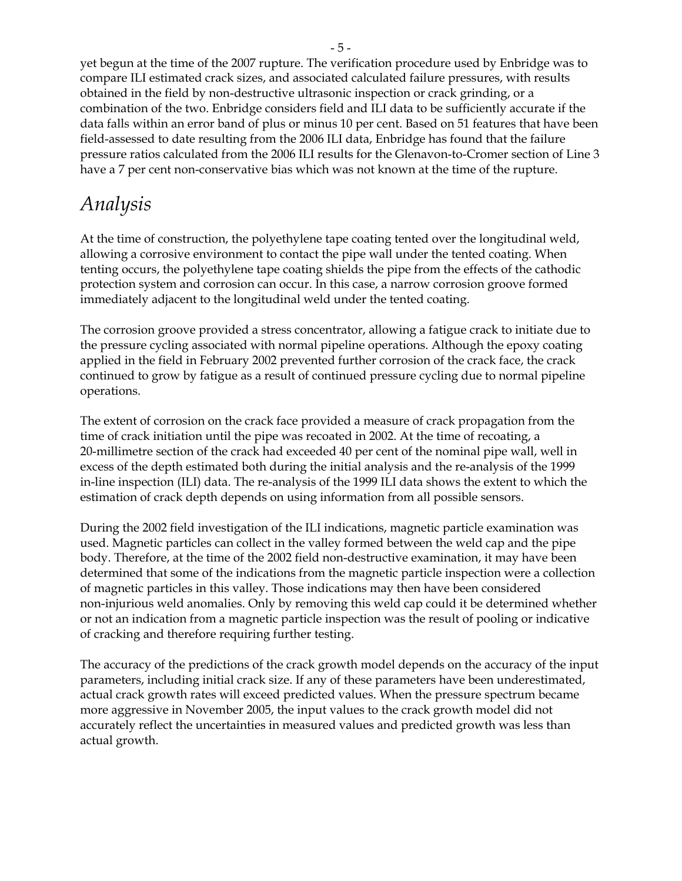yet begun at the time of the 2007 rupture. The verification procedure used by Enbridge was to compare ILI estimated crack sizes, and associated calculated failure pressures, with results obtained in the field by non-destructive ultrasonic inspection or crack grinding, or a combination of the two. Enbridge considers field and ILI data to be sufficiently accurate if the data falls within an error band of plus or minus 10 per cent. Based on 51 features that have been field-assessed to date resulting from the 2006 ILI data, Enbridge has found that the failure pressure ratios calculated from the 2006 ILI results for the Glenavon-to-Cromer section of Line 3 have a 7 per cent non-conservative bias which was not known at the time of the rupture.

## *Analysis*

At the time of construction, the polyethylene tape coating tented over the longitudinal weld, allowing a corrosive environment to contact the pipe wall under the tented coating. When tenting occurs, the polyethylene tape coating shields the pipe from the effects of the cathodic protection system and corrosion can occur. In this case, a narrow corrosion groove formed immediately adjacent to the longitudinal weld under the tented coating.

The corrosion groove provided a stress concentrator, allowing a fatigue crack to initiate due to the pressure cycling associated with normal pipeline operations. Although the epoxy coating applied in the field in February 2002 prevented further corrosion of the crack face, the crack continued to grow by fatigue as a result of continued pressure cycling due to normal pipeline operations.

The extent of corrosion on the crack face provided a measure of crack propagation from the time of crack initiation until the pipe was recoated in 2002. At the time of recoating, a 20-millimetre section of the crack had exceeded 40 per cent of the nominal pipe wall, well in excess of the depth estimated both during the initial analysis and the re-analysis of the 1999 in-line inspection (ILI) data. The re-analysis of the 1999 ILI data shows the extent to which the estimation of crack depth depends on using information from all possible sensors.

During the 2002 field investigation of the ILI indications, magnetic particle examination was used. Magnetic particles can collect in the valley formed between the weld cap and the pipe body. Therefore, at the time of the 2002 field non-destructive examination, it may have been determined that some of the indications from the magnetic particle inspection were a collection of magnetic particles in this valley. Those indications may then have been considered non-injurious weld anomalies. Only by removing this weld cap could it be determined whether or not an indication from a magnetic particle inspection was the result of pooling or indicative of cracking and therefore requiring further testing.

The accuracy of the predictions of the crack growth model depends on the accuracy of the input parameters, including initial crack size. If any of these parameters have been underestimated, actual crack growth rates will exceed predicted values. When the pressure spectrum became more aggressive in November 2005, the input values to the crack growth model did not accurately reflect the uncertainties in measured values and predicted growth was less than actual growth.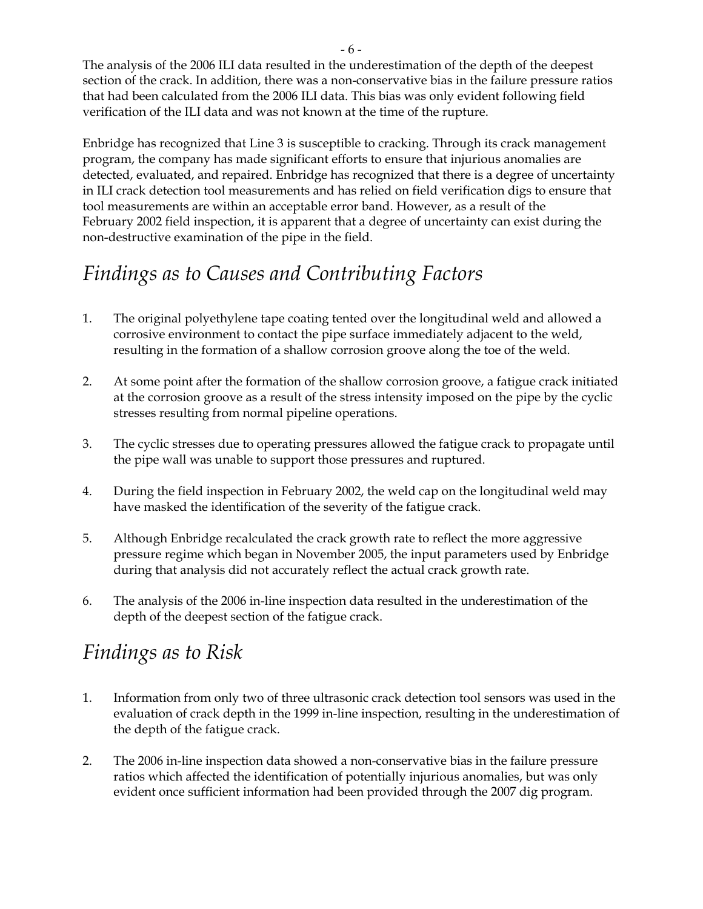The analysis of the 2006 ILI data resulted in the underestimation of the depth of the deepest section of the crack. In addition, there was a non-conservative bias in the failure pressure ratios that had been calculated from the 2006 ILI data. This bias was only evident following field verification of the ILI data and was not known at the time of the rupture.

Enbridge has recognized that Line 3 is susceptible to cracking. Through its crack management program, the company has made significant efforts to ensure that injurious anomalies are detected, evaluated, and repaired. Enbridge has recognized that there is a degree of uncertainty in ILI crack detection tool measurements and has relied on field verification digs to ensure that tool measurements are within an acceptable error band. However, as a result of the February 2002 field inspection, it is apparent that a degree of uncertainty can exist during the non-destructive examination of the pipe in the field.

## *Findings as to Causes and Contributing Factors*

1. The original polyethylene tape coating tented over the longitudinal weld and allowed a corrosive environment to contact the pipe surface immediately adjacent to the weld, resulting in the formation of a shallow corrosion groove along the toe of the weld.

2. At some point after the formation of the shallow corrosion groove, a fatigue crack initiated at the corrosion groove as a result of the stress intensity imposed on the pipe by the cyclic stresses resulting from normal pipeline operations.

3. The cyclic stresses due to operating pressures allowed the fatigue crack to propagate until the pipe wall was unable to support those pressures and ruptured.

4. During the field inspection in February 2002, the weld cap on the longitudinal weld may have masked the identification of the severity of the fatigue crack.

5. Although Enbridge recalculated the crack growth rate to reflect the more aggressive pressure regime which began in November 2005, the input parameters used by Enbridge during that analysis did not accurately reflect the actual crack growth rate.

6. The analysis of the 2006 in-line inspection data resulted in the underestimation of the depth of the deepest section of the fatigue crack.

## *Findings as to Risk*

1. Information from only two of three ultrasonic crack detection tool sensors was used in the evaluation of crack depth in the 1999 in-line inspection, resulting in the underestimation of the depth of the fatigue crack.

2. The 2006 in-line inspection data showed a non-conservative bias in the failure pressure ratios which affected the identification of potentially injurious anomalies, but was only evident once sufficient information had been provided through the 2007 dig program.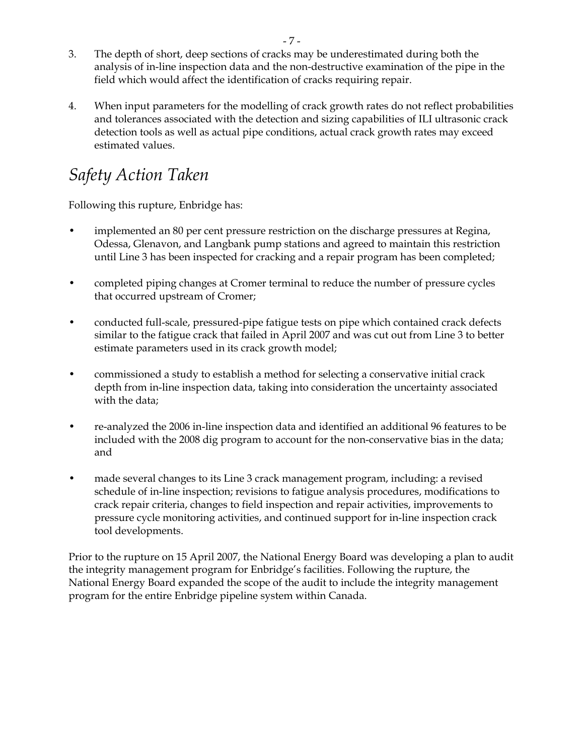3. The depth of short, deep sections of cracks may be underestimated during both the analysis of in-line inspection data and the non-destructive examination of the pipe in the field which would affect the identification of cracks requiring repair.

4. When input parameters for the modelling of crack growth rates do not reflect probabilities and tolerances associated with the detection and sizing capabilities of ILI ultrasonic crack detection tools as well as actual pipe conditions, actual crack growth rates may exceed estimated values.

## *Safety Action Taken*

Following this rupture, Enbridge has:

- implemented an 80 per cent pressure restriction on the discharge pressures at Regina, Odessa, Glenavon, and Langbank pump stations and agreed to maintain this restriction until Line 3 has been inspected for cracking and a repair program has been completed;

- completed piping changes at Cromer terminal to reduce the number of pressure cycles that occurred upstream of Cromer;

- conducted full-scale, pressured-pipe fatigue tests on pipe which contained crack defects similar to the fatigue crack that failed in April 2007 and was cut out from Line 3 to better estimate parameters used in its crack growth model;

- commissioned a study to establish a method for selecting a conservative initial crack depth from in-line inspection data, taking into consideration the uncertainty associated with the data;

- re-analyzed the 2006 in-line inspection data and identified an additional 96 features to be included with the 2008 dig program to account for the non-conservative bias in the data; and

- made several changes to its Line 3 crack management program, including: a revised schedule of in-line inspection; revisions to fatigue analysis procedures, modifications to crack repair criteria, changes to field inspection and repair activities, improvements to pressure cycle monitoring activities, and continued support for in-line inspection crack tool developments.

Prior to the rupture on 15 April 2007, the National Energy Board was developing a plan to audit the integrity management program for Enbridge's facilities. Following the rupture, the National Energy Board expanded the scope of the audit to include the integrity management program for the entire Enbridge pipeline system within Canada.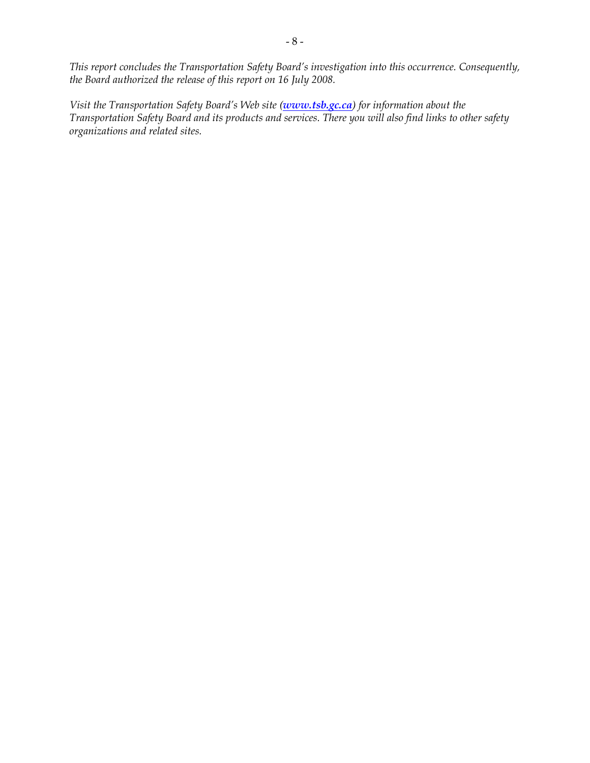*This report concludes the Transportation Safety Board's investigation into this occurrence. Consequently, the Board authorized the release of this report on 16 July 2008.*

*Visit the Transportation Safety Board's Web site (**[www.tsb.gc.ca](http://www.tsb.gc.ca)**) for information about the Transportation Safety Board and its products and services. There you will also find links to other safety organizations and related sites.*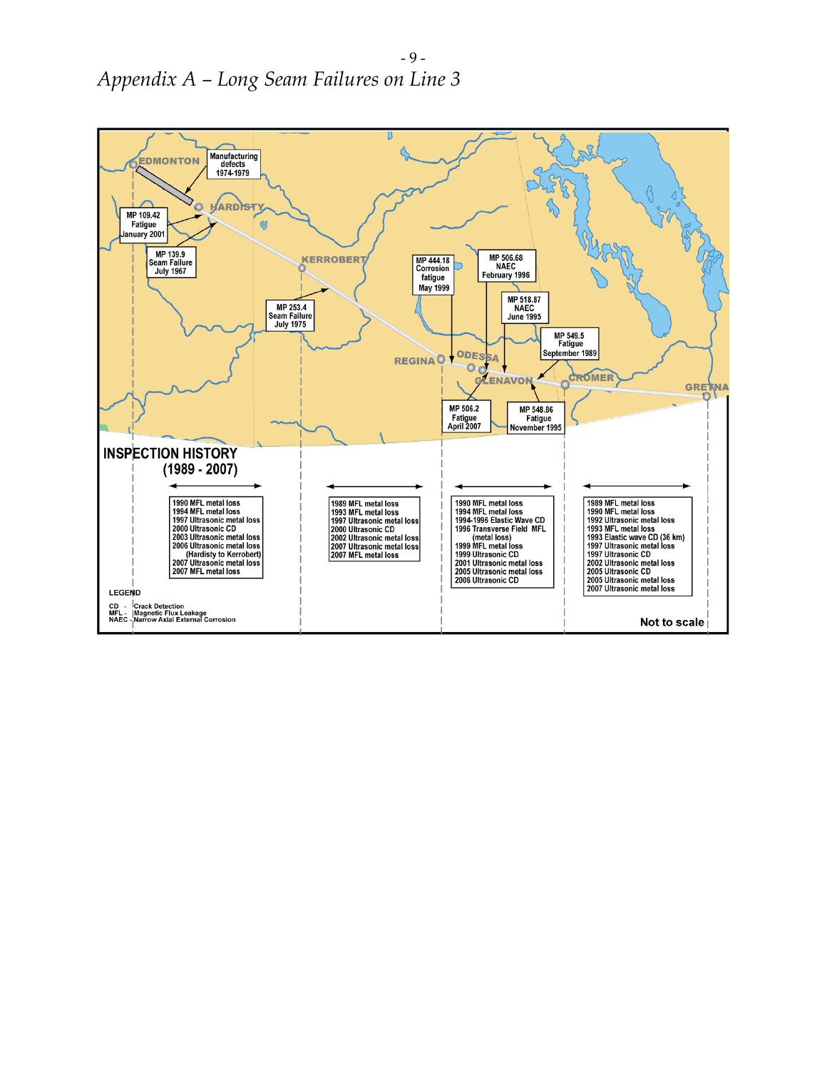# Appendix A – Long Seam Failures on Line 3

EDMONTON

Manufacturing defects 1974-1979

HARDISTY

MP 109.42 Fatigue January 2001

MP 139.9 Seam Failure July 1967

KERROBERT

MP 253.4 Seam Failure July 1975

MP 444.18 Corrosion fatigue May 1999

MP 506.68 NAEC February 1996

MP 518.87 NAEC June 1995

MP 549.5 Fatigue September 1989

REGINA

ODESSA

GLENAVON

CROMER

GRETNA

MP 506.2 Fatigue April 2007

MP 548.86 Fatigue November 1995

INSPECTION HISTORY (1989 - 2007)

1990 MFL metal loss
1994 MFL metal loss
1997 Ultrasonic metal loss
2000 Ultrasonic CD
2003 Ultrasonic metal loss
2006 Ultrasonic metal loss (Hardisty to Kerrobert)
2007 Ultrasonic metal loss
2007 MFL metal loss

1989 MFL metal loss
1993 MFL metal loss
1997 Ultrasonic metal loss
2000 Ultrasonic CD
2002 Ultrasonic metal loss
2007 Ultrasonic metal loss
2007 MFL metal loss

1990 MFL metal loss
1994 MFL metal loss
1994-1996 Elastic Wave CD
1996 Transverse Field MFL (metal loss)
1999 MFL metal loss
1999 Ultrasonic CD
2001 Ultrasonic metal loss
2005 Ultrasonic metal loss
2006 Ultrasonic CD

1989 MFL metal loss
1990 MFL metal loss
1992 Ultrasonic metal loss
1993 MFL metal loss
1993 Elastic wave CD (36 km)
1997 Ultrasonic metal loss
1997 Ultrasonic CD
2002 Ultrasonic metal loss
2005 Ultrasonic CD
2005 Ultrasonic metal loss
2007 Ultrasonic metal loss

LEGEND

CD - Crack Detection
MFL - Magnetic Flux Leakage
NAEC - Narrow Axial External Corrosion

Not to scale